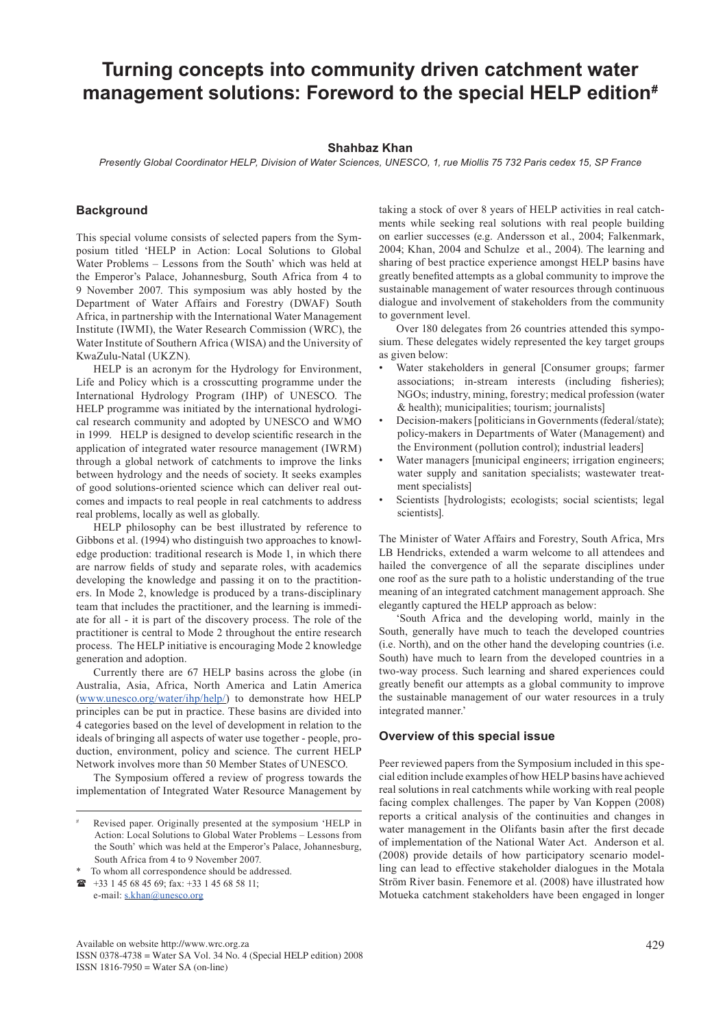# Turning concepts into community driven catchment water management solutions: Foreword to the special HELP edition[#]

**Shahbaz Khan**

*Presently Global Coordinator HELP, Division of Water Sciences, UNESCO, 1, rue Miollis 75 732 Paris cedex 15, SP France*

## Background

This special volume consists of selected papers from the Symposium titled 'HELP in Action: Local Solutions to Global Water Problems – Lessons from the South' which was held at the Emperor's Palace, Johannesburg, South Africa from 4 to 9 November 2007. This symposium was ably hosted by the Department of Water Affairs and Forestry (DWAF) South Africa, in partnership with the International Water Management Institute (IWMI), the Water Research Commission (WRC), the Water Institute of Southern Africa (WISA) and the University of KwaZulu-Natal (UKZN).

HELP is an acronym for the Hydrology for Environment, Life and Policy which is a crosscutting programme under the International Hydrology Program (IHP) of UNESCO. The HELP programme was initiated by the international hydrological research community and adopted by UNESCO and WMO in 1999. HELP is designed to develop scientific research in the application of integrated water resource management (IWRM) through a global network of catchments to improve the links between hydrology and the needs of society. It seeks examples of good solutions-oriented science which can deliver real outcomes and impacts to real people in real catchments to address real problems, locally as well as globally.

HELP philosophy can be best illustrated by reference to Gibbons et al. (1994) who distinguish two approaches to knowledge production: traditional research is Mode 1, in which there are narrow fields of study and separate roles, with academics developing the knowledge and passing it on to the practitioners. In Mode 2, knowledge is produced by a trans-disciplinary team that includes the practitioner, and the learning is immediate for all - it is part of the discovery process. The role of the practitioner is central to Mode 2 throughout the entire research process. The HELP initiative is encouraging Mode 2 knowledge generation and adoption.

Currently there are 67 HELP basins across the globe (in Australia, Asia, Africa, North America and Latin America (www.unesco.org/water/ihp/help/) to demonstrate how HELP principles can be put in practice. These basins are divided into 4 categories based on the level of development in relation to the ideals of bringing all aspects of water use together - people, production, environment, policy and science. The current HELP Network involves more than 50 Member States of UNESCO.

The Symposium offered a review of progress towards the implementation of Integrated Water Resource Management by taking a stock of over 8 years of HELP activities in real catchments while seeking real solutions with real people building on earlier successes (e.g. Andersson et al., 2004; Falkenmark, 2004; Khan, 2004 and Schulze et al., 2004). The learning and sharing of best practice experience amongst HELP basins have greatly benefited attempts as a global community to improve the sustainable management of water resources through continuous dialogue and involvement of stakeholders from the community to government level.

Over 180 delegates from 26 countries attended this symposium. These delegates widely represented the key target groups as given below:

- Water stakeholders in general [Consumer groups; farmer associations; in-stream interests (including fisheries); NGOs; industry, mining, forestry; medical profession (water & health); municipalities; tourism; journalists]
- Decision-makers [politicians in Governments (federal/state); policy-makers in Departments of Water (Management) and the Environment (pollution control); industrial leaders]
- Water managers [municipal engineers; irrigation engineers; water supply and sanitation specialists; wastewater treatment specialists]
- Scientists [hydrologists; ecologists; social scientists; legal scientists].

The Minister of Water Affairs and Forestry, South Africa, Mrs LB Hendricks, extended a warm welcome to all attendees and hailed the convergence of all the separate disciplines under one roof as the sure path to a holistic understanding of the true meaning of an integrated catchment management approach. She elegantly captured the HELP approach as below:

'South Africa and the developing world, mainly in the South, generally have much to teach the developed countries (i.e. North), and on the other hand the developing countries (i.e. South) have much to learn from the developed countries in a two-way process. Such learning and shared experiences could greatly benefit our attempts as a global community to improve the sustainable management of our water resources in a truly integrated manner.'

## Overview of this special issue

Peer reviewed papers from the Symposium included in this special edition include examples of how HELP basins have achieved real solutions in real catchments while working with real people facing complex challenges. The paper by Van Koppen (2008) reports a critical analysis of the continuities and changes in water management in the Olifants basin after the first decade of implementation of the National Water Act. Anderson et al. (2008) provide details of how participatory scenario modelling can lead to effective stakeholder dialogues in the Motala Ström River basin. Fenemore et al. (2008) have illustrated how Motueka catchment stakeholders have been engaged in longer

---

[#] Revised paper. Originally presented at the symposium 'HELP in Action: Local Solutions to Global Water Problems – Lessons from the South' which was held at the Emperor's Palace, Johannesburg, South Africa from 4 to 9 November 2007.

[*] To whom all correspondence should be addressed.

☎ +33 1 45 68 45 69; fax: +33 1 45 68 58 11;
e-mail: s.khan@unesco.org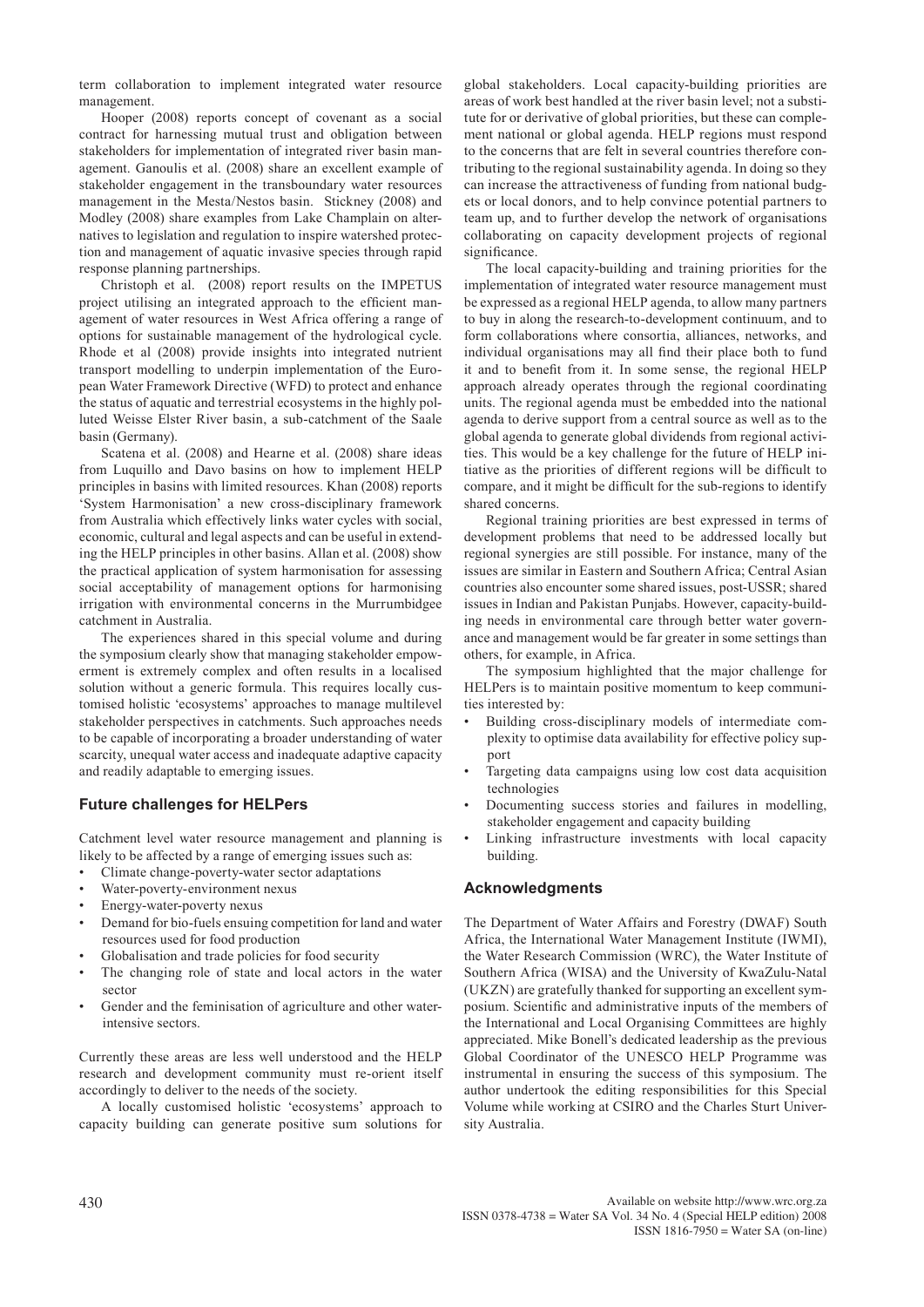term collaboration to implement integrated water resource management.

Hooper (2008) reports concept of covenant as a social contract for harnessing mutual trust and obligation between stakeholders for implementation of integrated river basin management. Ganoulis et al. (2008) share an excellent example of stakeholder engagement in the transboundary water resources management in the Mesta/Nestos basin. Stickney (2008) and Modley (2008) share examples from Lake Champlain on alternatives to legislation and regulation to inspire watershed protection and management of aquatic invasive species through rapid response planning partnerships.

Christoph et al. (2008) report results on the IMPETUS project utilising an integrated approach to the efficient management of water resources in West Africa offering a range of options for sustainable management of the hydrological cycle. Rhode et al (2008) provide insights into integrated nutrient transport modelling to underpin implementation of the European Water Framework Directive (WFD) to protect and enhance the status of aquatic and terrestrial ecosystems in the highly polluted Weisse Elster River basin, a sub-catchment of the Saale basin (Germany).

Scatena et al. (2008) and Hearne et al. (2008) share ideas from Luquillo and Davo basins on how to implement HELP principles in basins with limited resources. Khan (2008) reports 'System Harmonisation' a new cross-disciplinary framework from Australia which effectively links water cycles with social, economic, cultural and legal aspects and can be useful in extending the HELP principles in other basins. Allan et al. (2008) show the practical application of system harmonisation for assessing social acceptability of management options for harmonising irrigation with environmental concerns in the Murrumbidgee catchment in Australia.

The experiences shared in this special volume and during the symposium clearly show that managing stakeholder empowerment is extremely complex and often results in a localised solution without a generic formula. This requires locally customised holistic 'ecosystems' approaches to manage multilevel stakeholder perspectives in catchments. Such approaches needs to be capable of incorporating a broader understanding of water scarcity, unequal water access and inadequate adaptive capacity and readily adaptable to emerging issues.

## Future challenges for HELPers

Catchment level water resource management and planning is likely to be affected by a range of emerging issues such as:

- Climate change-poverty-water sector adaptations
- Water-poverty-environment nexus
- Energy-water-poverty nexus
- Demand for bio-fuels ensuing competition for land and water resources used for food production
- Globalisation and trade policies for food security
- The changing role of state and local actors in the water sector
- Gender and the feminisation of agriculture and other water-intensive sectors.

Currently these areas are less well understood and the HELP research and development community must re-orient itself accordingly to deliver to the needs of the society.

A locally customised holistic 'ecosystems' approach to capacity building can generate positive sum solutions for global stakeholders. Local capacity-building priorities are areas of work best handled at the river basin level; not a substitute for or derivative of global priorities, but these can complement national or global agenda. HELP regions must respond to the concerns that are felt in several countries therefore contributing to the regional sustainability agenda. In doing so they can increase the attractiveness of funding from national budgets or local donors, and to help convince potential partners to team up, and to further develop the network of organisations collaborating on capacity development projects of regional significance.

The local capacity-building and training priorities for the implementation of integrated water resource management must be expressed as a regional HELP agenda, to allow many partners to buy in along the research-to-development continuum, and to form collaborations where consortia, alliances, networks, and individual organisations may all find their place both to fund it and to benefit from it. In some sense, the regional HELP approach already operates through the regional coordinating units. The regional agenda must be embedded into the national agenda to derive support from a central source as well as to the global agenda to generate global dividends from regional activities. This would be a key challenge for the future of HELP initiative as the priorities of different regions will be difficult to compare, and it might be difficult for the sub-regions to identify shared concerns.

Regional training priorities are best expressed in terms of development problems that need to be addressed locally but regional synergies are still possible. For instance, many of the issues are similar in Eastern and Southern Africa; Central Asian countries also encounter some shared issues, post-USSR; shared issues in Indian and Pakistan Punjabs. However, capacity-building needs in environmental care through better water governance and management would be far greater in some settings than others, for example, in Africa.

The symposium highlighted that the major challenge for HELPers is to maintain positive momentum to keep communities interested by:

- Building cross-disciplinary models of intermediate complexity to optimise data availability for effective policy support
- Targeting data campaigns using low cost data acquisition technologies
- Documenting success stories and failures in modelling, stakeholder engagement and capacity building
- Linking infrastructure investments with local capacity building.

## Acknowledgments

The Department of Water Affairs and Forestry (DWAF) South Africa, the International Water Management Institute (IWMI), the Water Research Commission (WRC), the Water Institute of Southern Africa (WISA) and the University of KwaZulu-Natal (UKZN) are gratefully thanked for supporting an excellent symposium. Scientific and administrative inputs of the members of the International and Local Organising Committees are highly appreciated. Mike Bonell's dedicated leadership as the previous Global Coordinator of the UNESCO HELP Programme was instrumental in ensuring the success of this symposium. The author undertook the editing responsibilities for this Special Volume while working at CSIRO and the Charles Sturt University Australia.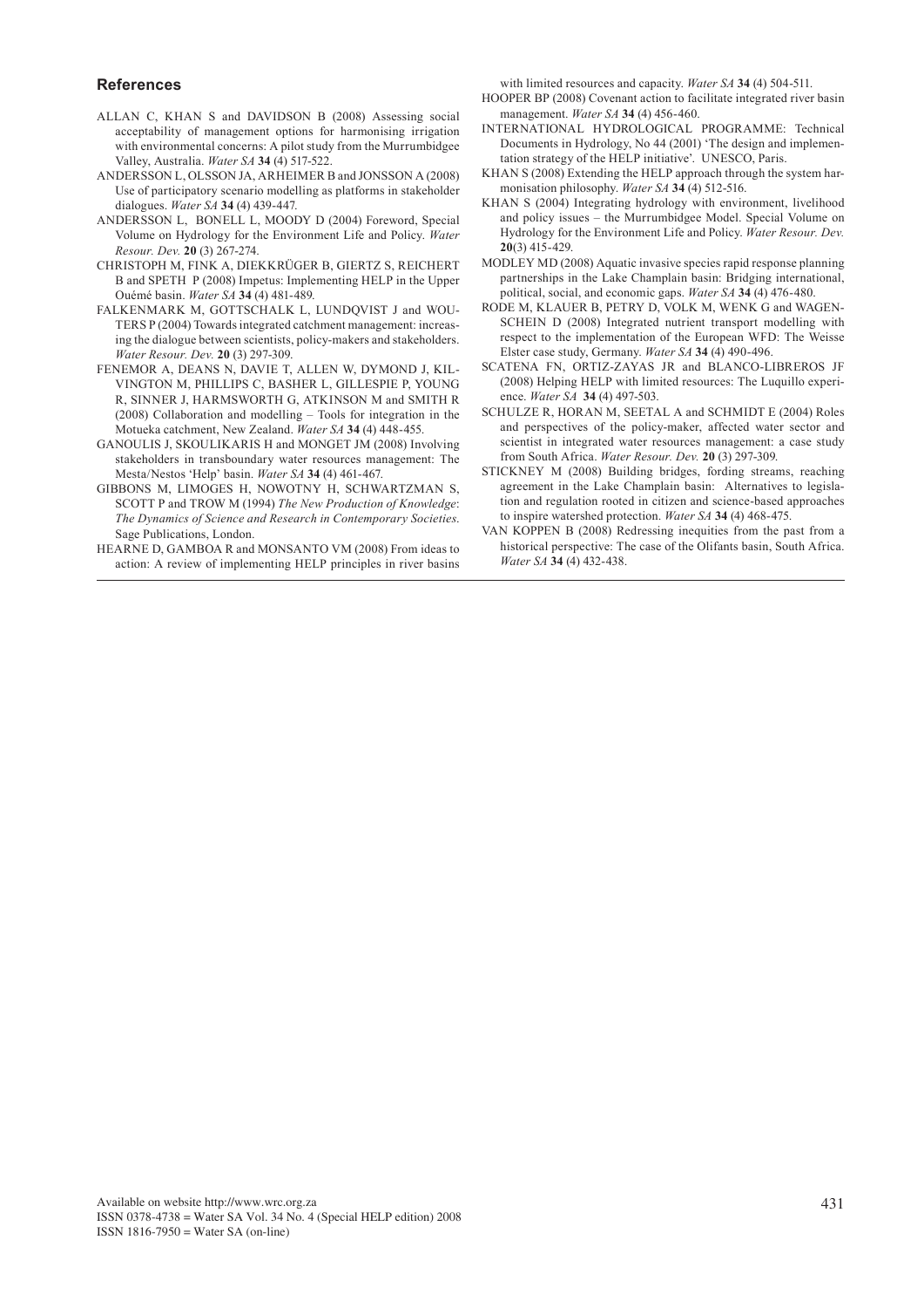## References

ALLAN C, KHAN S and DAVIDSON B (2008) Assessing social acceptability of management options for harmonising irrigation with environmental concerns: A pilot study from the Murrumbidgee Valley, Australia. *Water SA* **34** (4) 517-522.

ANDERSSON L, OLSSON JA, ARHEIMER B and JONSSON A (2008) Use of participatory scenario modelling as platforms in stakeholder dialogues. *Water SA* **34** (4) 439-447.

ANDERSSON L, BONELL L, MOODY D (2004) Foreword, Special Volume on Hydrology for the Environment Life and Policy. *Water Resour. Dev.* **20** (3) 267-274.

CHRISTOPH M, FINK A, DIEKKRÜGER B, GIERTZ S, REICHERT B and SPETH P (2008) Impetus: Implementing HELP in the Upper Ouémé basin. *Water SA* **34** (4) 481-489.

FALKENMARK M, GOTTSCHALK L, LUNDQVIST J and WOUTERS P (2004) Towards integrated catchment management: increasing the dialogue between scientists, policy-makers and stakeholders. *Water Resour. Dev.* **20** (3) 297-309.

FENEMOR A, DEANS N, DAVIE T, ALLEN W, DYMOND J, KILVINGTON M, PHILLIPS C, BASHER L, GILLESPIE P, YOUNG R, SINNER J, HARMSWORTH G, ATKINSON M and SMITH R (2008) Collaboration and modelling – Tools for integration in the Motueka catchment, New Zealand. *Water SA* **34** (4) 448-455.

GANOULIS J, SKOULIKARIS H and MONGET JM (2008) Involving stakeholders in transboundary water resources management: The Mesta/Nestos 'Help' basin. *Water SA* **34** (4) 461-467.

GIBBONS M, LIMOGES H, NOWOTNY H, SCHWARTZMAN S, SCOTT P and TROW M (1994) *The New Production of Knowledge*: *The Dynamics of Science and Research in Contemporary Societies*. Sage Publications, London.

HEARNE D, GAMBOA R and MONSANTO VM (2008) From ideas to action: A review of implementing HELP principles in river basins with limited resources and capacity. *Water SA* **34** (4) 504-511.

HOOPER BP (2008) Covenant action to facilitate integrated river basin management. *Water SA* **34** (4) 456-460.

INTERNATIONAL HYDROLOGICAL PROGRAMME: Technical Documents in Hydrology, No 44 (2001) 'The design and implementation strategy of the HELP initiative'. UNESCO, Paris.

KHAN S (2008) Extending the HELP approach through the system harmonisation philosophy. *Water SA* **34** (4) 512-516.

KHAN S (2004) Integrating hydrology with environment, livelihood and policy issues – the Murrumbidgee Model. Special Volume on Hydrology for the Environment Life and Policy. *Water Resour. Dev.* **20**(3) 415-429.

MODLEY MD (2008) Aquatic invasive species rapid response planning partnerships in the Lake Champlain basin: Bridging international, political, social, and economic gaps. *Water SA* **34** (4) 476-480.

RODE M, KLAUER B, PETRY D, VOLK M, WENK G and WAGENSCHEIN D (2008) Integrated nutrient transport modelling with respect to the implementation of the European WFD: The Weisse Elster case study, Germany. *Water SA* **34** (4) 490-496.

SCATENA FN, ORTIZ-ZAYAS JR and BLANCO-LIBREROS JF (2008) Helping HELP with limited resources: The Luquillo experience. *Water SA* **34** (4) 497-503.

SCHULZE R, HORAN M, SEETAL A and SCHMIDT E (2004) Roles and perspectives of the policy-maker, affected water sector and scientist in integrated water resources management: a case study from South Africa. *Water Resour. Dev.* **20** (3) 297-309.

STICKNEY M (2008) Building bridges, fording streams, reaching agreement in the Lake Champlain basin: Alternatives to legislation and regulation rooted in citizen and science-based approaches to inspire watershed protection. *Water SA* **34** (4) 468-475.

VAN KOPPEN B (2008) Redressing inequities from the past from a historical perspective: The case of the Olifants basin, South Africa. *Water SA* **34** (4) 432-438.